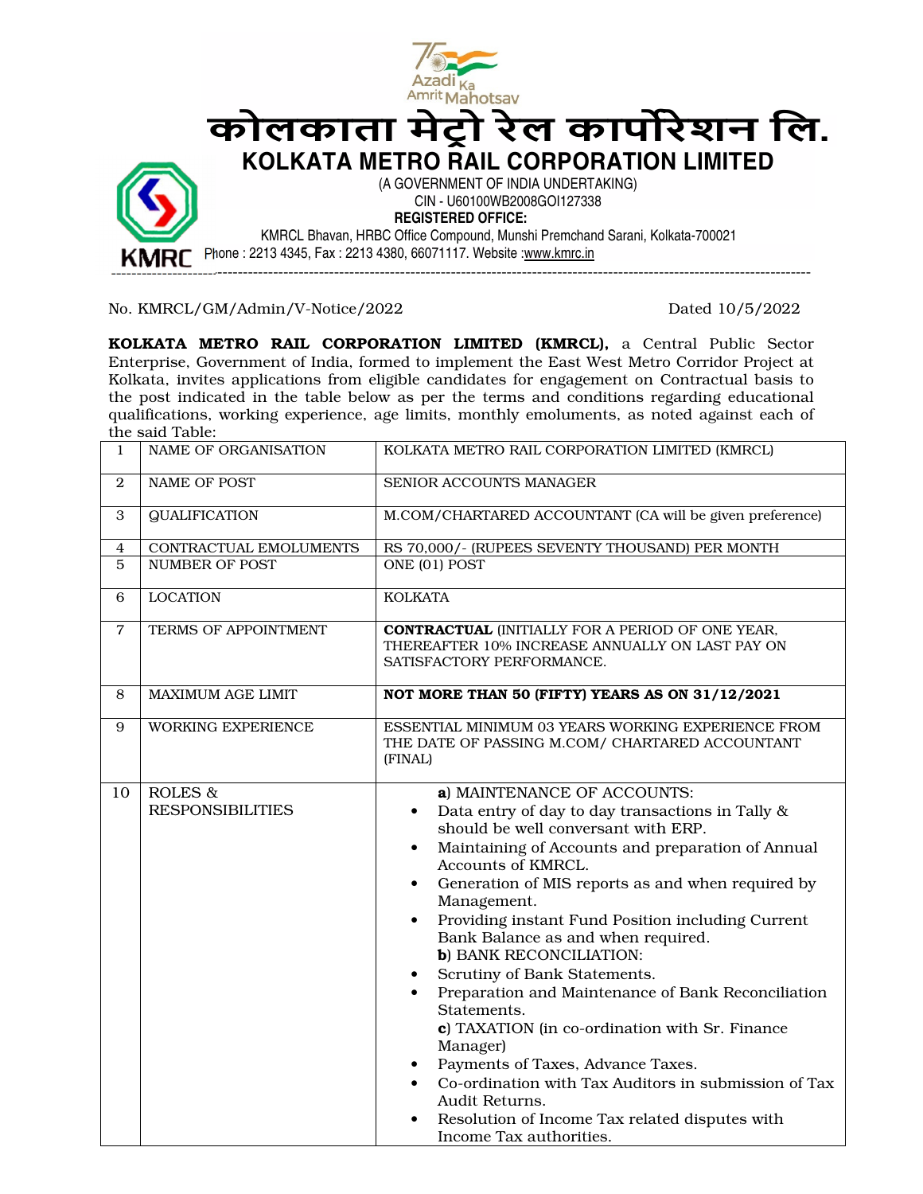Azadi Ka Amrit Mahotsav

# कोलकाता मेट्रो रेल कार्पोरेशन लि.

# KOLKATA METRO RAIL CORPORATION LIMITED

(A GOVERNMENT OF INDIA UNDERTAKING)

CIN - U60100WB2008GOI127338

**REGISTERED OFFICE:**

KMRCL Bhavan, HRBC Office Compound, Munshi Premchand Sarani, Kolkata-700021

KMRC Phone : 2213 4345, Fax : 2213 4380, 66071117. Website :www.kmrc.in

---

No. KMRCL/GM/Admin/V-Notice/2022 Dated 10/5/2022

**KOLKATA METRO RAIL CORPORATION LIMITED (KMRCL),** a Central Public Sector Enterprise, Government of India, formed to implement the East West Metro Corridor Project at Kolkata, invites applications from eligible candidates for engagement on Contractual basis to the post indicated in the table below as per the terms and conditions regarding educational qualifications, working experience, age limits, monthly emoluments, as noted against each of the said Table:

| | | |
|---|---|---|
| 1 | NAME OF ORGANISATION | KOLKATA METRO RAIL CORPORATION LIMITED (KMRCL) |
| 2 | NAME OF POST | SENIOR ACCOUNTS MANAGER |
| 3 | QUALIFICATION | M.COM/CHARTARED ACCOUNTANT (CA will be given preference) |
| 4 | CONTRACTUAL EMOLUMENTS | RS 70,000/- (RUPEES SEVENTY THOUSAND) PER MONTH |
| 5 | NUMBER OF POST | ONE (01) POST |
| 6 | LOCATION | KOLKATA |
| 7 | TERMS OF APPOINTMENT | **CONTRACTUAL** (INITIALLY FOR A PERIOD OF ONE YEAR, THEREAFTER 10% INCREASE ANNUALLY ON LAST PAY ON SATISFACTORY PERFORMANCE. |
| 8 | MAXIMUM AGE LIMIT | **NOT MORE THAN 50 (FIFTY) YEARS AS ON 31/12/2021** |
| 9 | WORKING EXPERIENCE | ESSENTIAL MINIMUM 03 YEARS WORKING EXPERIENCE FROM THE DATE OF PASSING M.COM/ CHARTARED ACCOUNTANT (FINAL) |
| 10 | ROLES & RESPONSIBILITIES | **a**) MAINTENANCE OF ACCOUNTS:<br>• Data entry of day to day transactions in Tally & should be well conversant with ERP.<br>• Maintaining of Accounts and preparation of Annual Accounts of KMRCL.<br>• Generation of MIS reports as and when required by Management.<br>• Providing instant Fund Position including Current Bank Balance as and when required.<br>**b**) BANK RECONCILIATION:<br>• Scrutiny of Bank Statements.<br>• Preparation and Maintenance of Bank Reconciliation Statements.<br>**c**) TAXATION (in co-ordination with Sr. Finance Manager)<br>• Payments of Taxes, Advance Taxes.<br>• Co-ordination with Tax Auditors in submission of Tax Audit Returns.<br>• Resolution of Income Tax related disputes with Income Tax authorities. |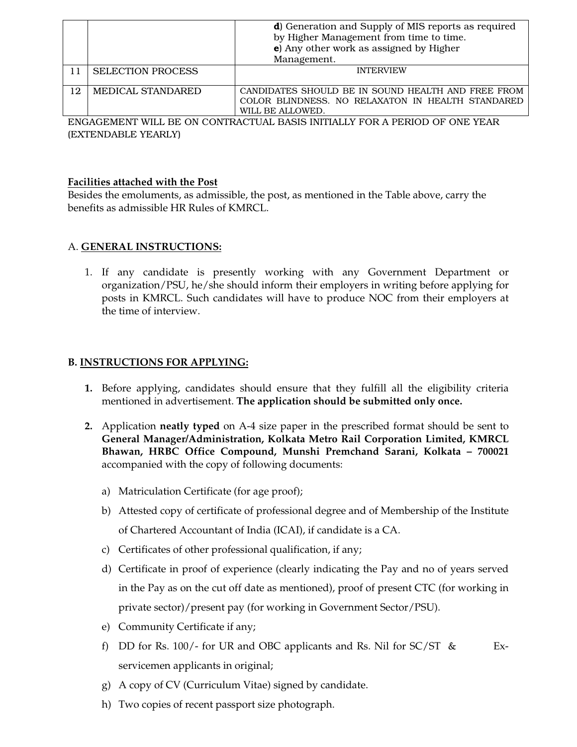|  |  |  |
|---|---|---|
|  |  | **d**) Generation and Supply of MIS reports as required by Higher Management from time to time.<br>**e**) Any other work as assigned by Higher Management. |
| 11 | SELECTION PROCESS | INTERVIEW |
| 12 | MEDICAL STANDARED | CANDIDATES SHOULD BE IN SOUND HEALTH AND FREE FROM COLOR BLINDNESS. NO RELAXATON IN HEALTH STANDARED WILL BE ALLOWED. |

ENGAGEMENT WILL BE ON CONTRACTUAL BASIS INITIALLY FOR A PERIOD OF ONE YEAR (EXTENDABLE YEARLY)

**Facilities attached with the Post**

Besides the emoluments, as admissible, the post, as mentioned in the Table above, carry the benefits as admissible HR Rules of KMRCL.

## A. GENERAL INSTRUCTIONS:

1. If any candidate is presently working with any Government Department or organization/PSU, he/she should inform their employers in writing before applying for posts in KMRCL. Such candidates will have to produce NOC from their employers at the time of interview.

## B. INSTRUCTIONS FOR APPLYING:

1. Before applying, candidates should ensure that they fulfill all the eligibility criteria mentioned in advertisement. **The application should be submitted only once.**
2. Application **neatly typed** on A-4 size paper in the prescribed format should be sent to **General Manager/Administration, Kolkata Metro Rail Corporation Limited, KMRCL Bhawan, HRBC Office Compound, Munshi Premchand Sarani, Kolkata – 700021** accompanied with the copy of following documents:
   a) Matriculation Certificate (for age proof);
   b) Attested copy of certificate of professional degree and of Membership of the Institute of Chartered Accountant of India (ICAI), if candidate is a CA.
   c) Certificates of other professional qualification, if any;
   d) Certificate in proof of experience (clearly indicating the Pay and no of years served in the Pay as on the cut off date as mentioned), proof of present CTC (for working in private sector)/present pay (for working in Government Sector/PSU).
   e) Community Certificate if any;
   f) DD for Rs. 100/- for UR and OBC applicants and Rs. Nil for SC/ST & Ex-servicemen applicants in original;
   g) A copy of CV (Curriculum Vitae) signed by candidate.
   h) Two copies of recent passport size photograph.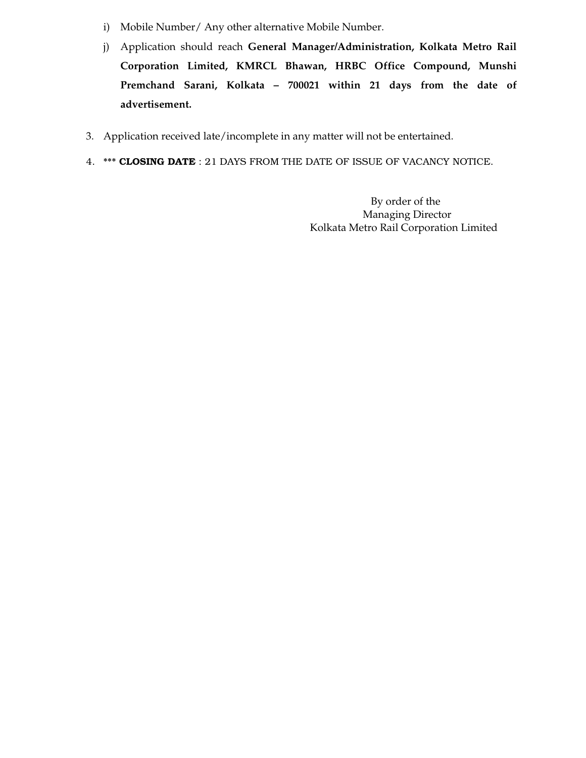i) Mobile Number/ Any other alternative Mobile Number.

j) Application should reach **General Manager/Administration, Kolkata Metro Rail Corporation Limited, KMRCL Bhawan, HRBC Office Compound, Munshi Premchand Sarani, Kolkata – 700021 within 21 days from the date of advertisement.**

3. Application received late/incomplete in any matter will not be entertained.

4. *** **CLOSING DATE** : 21 DAYS FROM THE DATE OF ISSUE OF VACANCY NOTICE.

By order of the
Managing Director
Kolkata Metro Rail Corporation Limited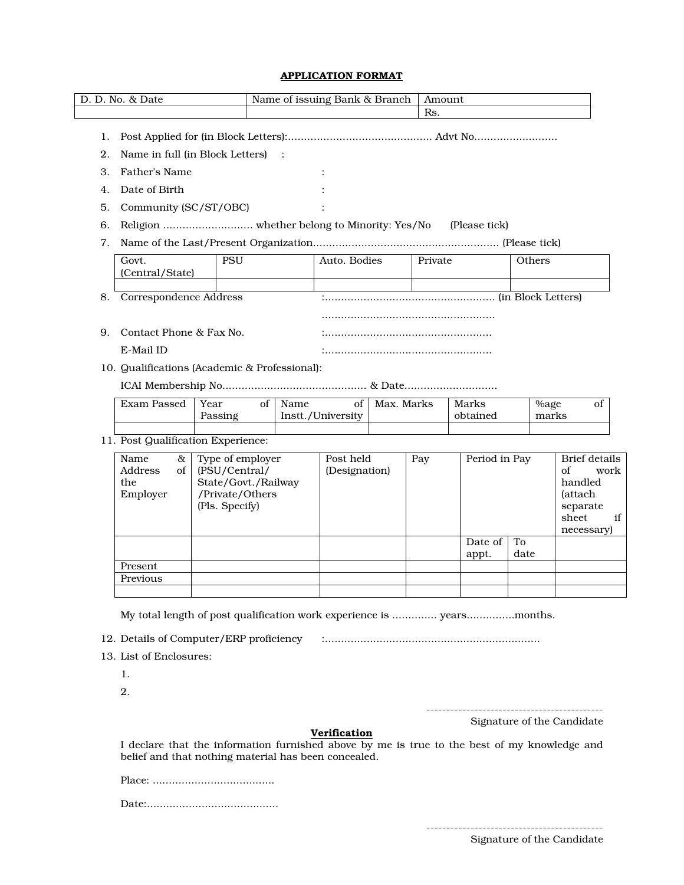# APPLICATION FORMAT

| D. D. No. & Date | Name of issuing Bank & Branch | Amount |
|---|---|---|
| | | Rs. |

1. Post Applied for (in Block Letters):............................................. Advt No..........................
2. Name in full (in Block Letters) :
3. Father's Name :
4. Date of Birth :
5. Community (SC/ST/OBC) :
6. Religion ............................ whether belong to Minority: Yes/No (Please tick)
7. Name of the Last/Present Organization.......................................................... (Please tick)

| Govt. (Central/State) | PSU | Auto. Bodies | Private | Others |
|---|---|---|---|---|
| | | | | |

8. Correspondence Address :...................................................... (in Block Letters)
   ......................................................
9. Contact Phone & Fax No. :....................................................
   E-Mail ID :....................................................
10. Qualifications (Academic & Professional):
    ICAI Membership No............................................. & Date.............................

| Exam Passed | Year of Passing | Name of Instt./University | Max. Marks | Marks obtained | %age of marks |
|---|---|---|---|---|---|
| | | | | | |

11. Post Qualification Experience:

| Name & Address of the Employer | Type of employer (PSU/Central/ State/Govt./Railway /Private/Others (Pls. Specify) | Post held (Designation) | Pay | Period in Pay | | Brief details of work handled (attach separate sheet if necessary) |
|---|---|---|---|---|---|---|
| | | | | Date of appt. | To date | |
| Present | | | | | | |
| Previous | | | | | | |
| | | | | | | |

My total length of post qualification work experience is .............. years...............months.

12. Details of Computer/ERP proficiency :...................................................................
13. List of Enclosures:
    1.
    2.

--------------------------------------------
Signature of the Candidate

**Verification**

I declare that the information furnished above by me is true to the best of my knowledge and belief and that nothing material has been concealed.

Place: ......................................

Date:.........................................

--------------------------------------------
Signature of the Candidate